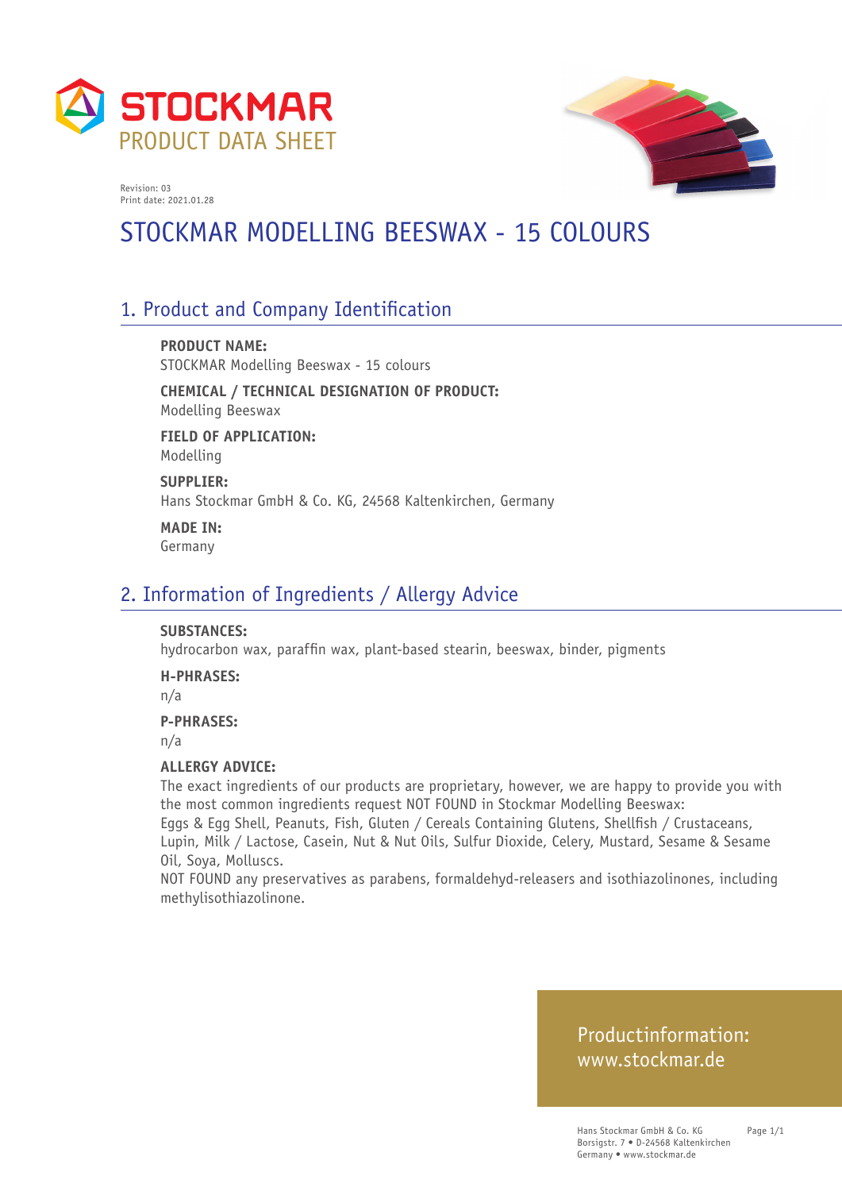STOCKMAR

PRODUCT DATA SHEET

Revision: 03
Print date: 2021.01.28

# STOCKMAR MODELLING BEESWAX - 15 COLOURS

## 1. Product and Company Identification

**PRODUCT NAME:**
STOCKMAR Modelling Beeswax - 15 colours

**CHEMICAL / TECHNICAL DESIGNATION OF PRODUCT:**
Modelling Beeswax

**FIELD OF APPLICATION:**
Modelling

**SUPPLIER:**
Hans Stockmar GmbH & Co. KG, 24568 Kaltenkirchen, Germany

**MADE IN:**
Germany

## 2. Information of Ingredients / Allergy Advice

**SUBSTANCES:**
hydrocarbon wax, paraffin wax, plant-based stearin, beeswax, binder, pigments

**H-PHRASES:**
n/a

**P-PHRASES:**
n/a

**ALLERGY ADVICE:**
The exact ingredients of our products are proprietary, however, we are happy to provide you with the most common ingredients request NOT FOUND in Stockmar Modelling Beeswax:
Eggs & Egg Shell, Peanuts, Fish, Gluten / Cereals Containing Glutens, Shellfish / Crustaceans, Lupin, Milk / Lactose, Casein, Nut & Nut Oils, Sulfur Dioxide, Celery, Mustard, Sesame & Sesame Oil, Soya, Molluscs.
NOT FOUND any preservatives as parabens, formaldehyd-releasers and isothiazolinones, including methylisothiazolinone.

Productinformation:
www.stockmar.de

Hans Stockmar GmbH & Co. KG
Borsigstr. 7 • D-24568 Kaltenkirchen
Germany • www.stockmar.de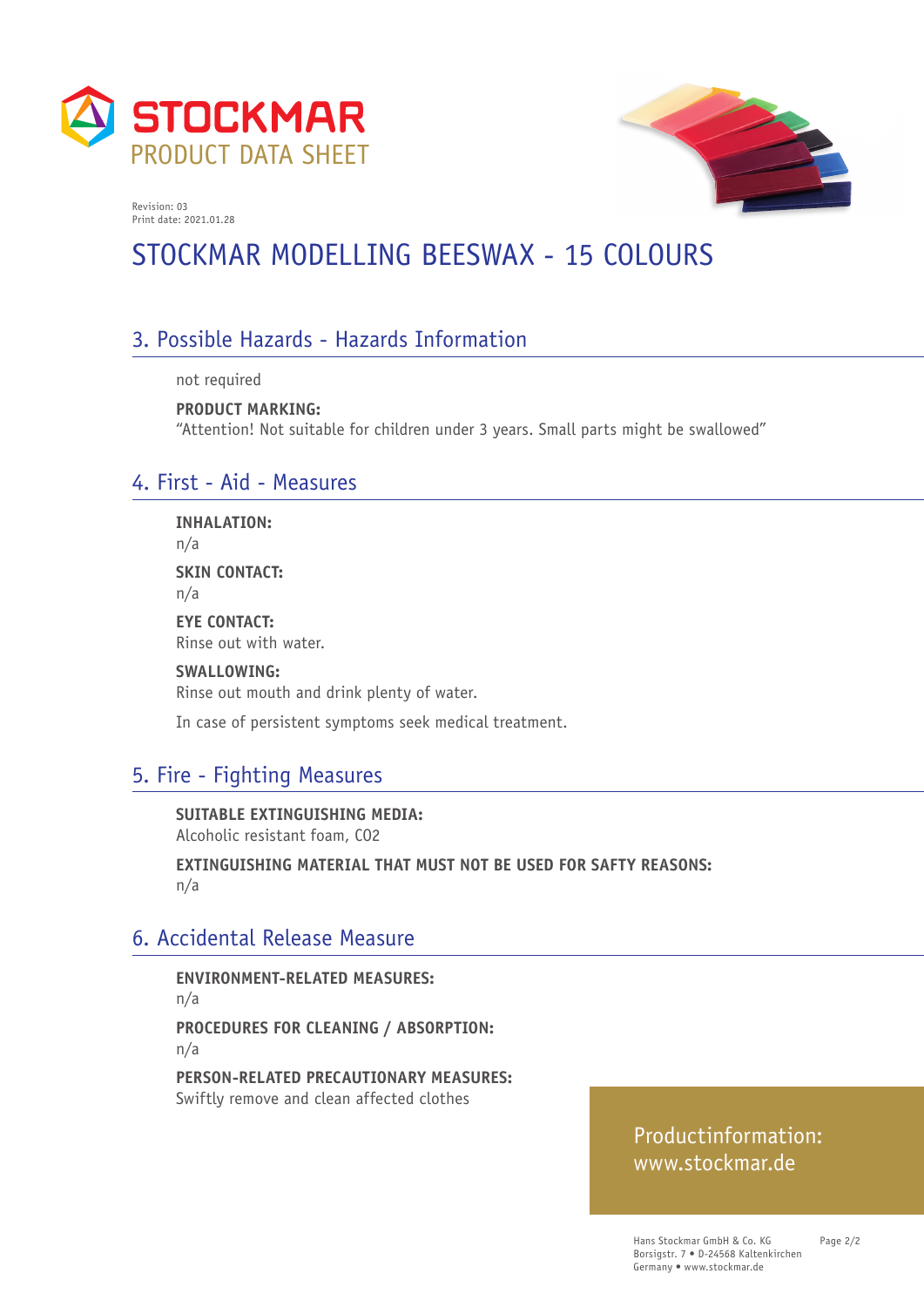STOCKMAR
PRODUCT DATA SHEET

Revision: 03
Print date: 2021.01.28

# STOCKMAR MODELLING BEESWAX - 15 COLOURS

## 3. Possible Hazards - Hazards Information

not required

**PRODUCT MARKING:**
"Attention! Not suitable for children under 3 years. Small parts might be swallowed"

## 4. First - Aid - Measures

**INHALATION:**
n/a

**SKIN CONTACT:**
n/a

**EYE CONTACT:**
Rinse out with water.

**SWALLOWING:**
Rinse out mouth and drink plenty of water.

In case of persistent symptoms seek medical treatment.

## 5. Fire - Fighting Measures

**SUITABLE EXTINGUISHING MEDIA:**
Alcoholic resistant foam, CO2

**EXTINGUISHING MATERIAL THAT MUST NOT BE USED FOR SAFTY REASONS:**
n/a

## 6. Accidental Release Measure

**ENVIRONMENT-RELATED MEASURES:**
n/a

**PROCEDURES FOR CLEANING / ABSORPTION:**
n/a

**PERSON-RELATED PRECAUTIONARY MEASURES:**
Swiftly remove and clean affected clothes

Productinformation:
www.stockmar.de

Hans Stockmar GmbH & Co. KG
Borsigstr. 7 • D-24568 Kaltenkirchen
Germany • www.stockmar.de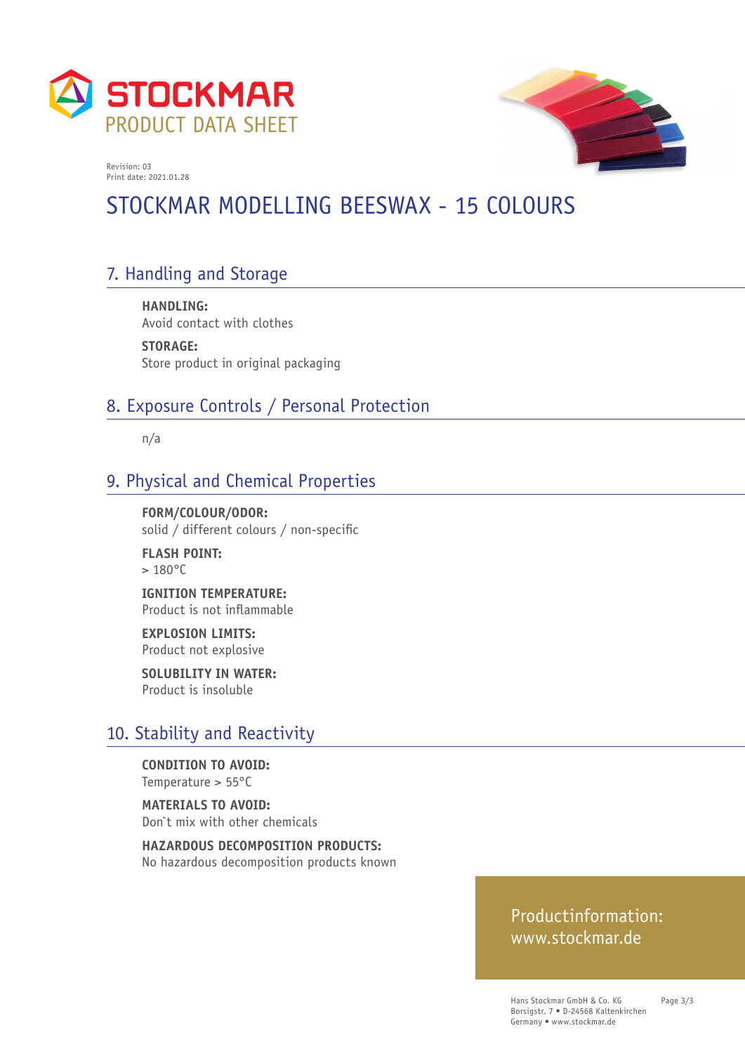STOCKMAR
PRODUCT DATA SHEET

Revision: 03
Print date: 2021.01.28

# STOCKMAR MODELLING BEESWAX - 15 COLOURS

## 7. Handling and Storage

**HANDLING:**
Avoid contact with clothes

**STORAGE:**
Store product in original packaging

## 8. Exposure Controls / Personal Protection

n/a

## 9. Physical and Chemical Properties

**FORM/COLOUR/ODOR:**
solid / different colours / non-specific

**FLASH POINT:**
> 180°C

**IGNITION TEMPERATURE:**
Product is not inflammable

**EXPLOSION LIMITS:**
Product not explosive

**SOLUBILITY IN WATER:**
Product is insoluble

## 10. Stability and Reactivity

**CONDITION TO AVOID:**
Temperature > 55°C

**MATERIALS TO AVOID:**
Don`t mix with other chemicals

**HAZARDOUS DECOMPOSITION PRODUCTS:**
No hazardous decomposition products known

Productinformation:
www.stockmar.de

Hans Stockmar GmbH & Co. KG
Borsigstr. 7 • D-24568 Kaltenkirchen
Germany • www.stockmar.de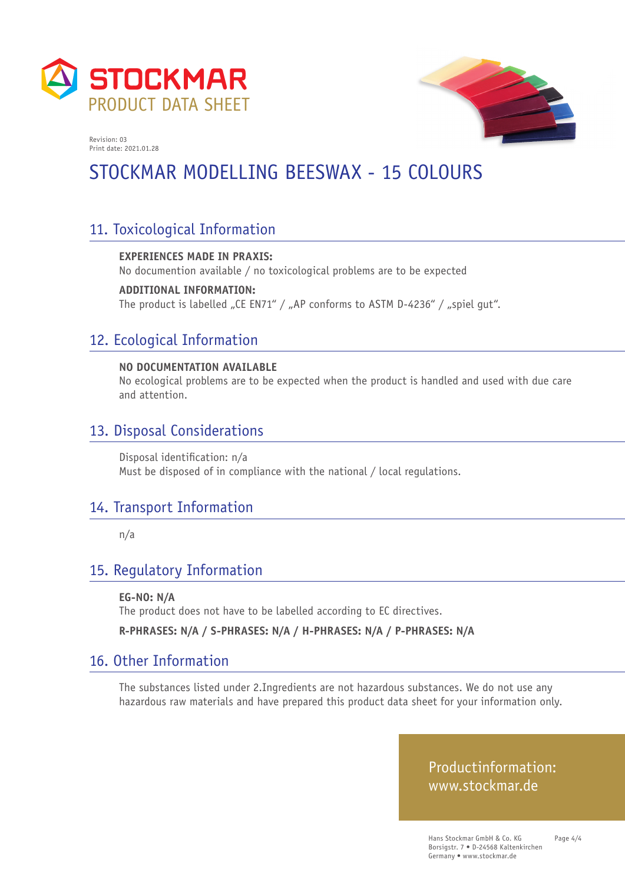STOCKMAR
PRODUCT DATA SHEET

Revision: 03
Print date: 2021.01.28

# STOCKMAR MODELLING BEESWAX - 15 COLOURS

## 11. Toxicological Information

**EXPERIENCES MADE IN PRAXIS:**
No documention available / no toxicological problems are to be expected

**ADDITIONAL INFORMATION:**
The product is labelled „CE EN71" / „AP conforms to ASTM D-4236" / „spiel gut".

## 12. Ecological Information

**NO DOCUMENTATION AVAILABLE**
No ecological problems are to be expected when the product is handled and used with due care and attention.

## 13. Disposal Considerations

Disposal identification: n/a
Must be disposed of in compliance with the national / local regulations.

## 14. Transport Information

n/a

## 15. Regulatory Information

**EG-NO: N/A**
The product does not have to be labelled according to EC directives.

**R-PHRASES: N/A / S-PHRASES: N/A / H-PHRASES: N/A / P-PHRASES: N/A**

## 16. Other Information

The substances listed under 2.Ingredients are not hazardous substances. We do not use any hazardous raw materials and have prepared this product data sheet for your information only.

Productinformation:
www.stockmar.de

Hans Stockmar GmbH & Co. KG
Borsigstr. 7 • D-24568 Kaltenkirchen
Germany • www.stockmar.de